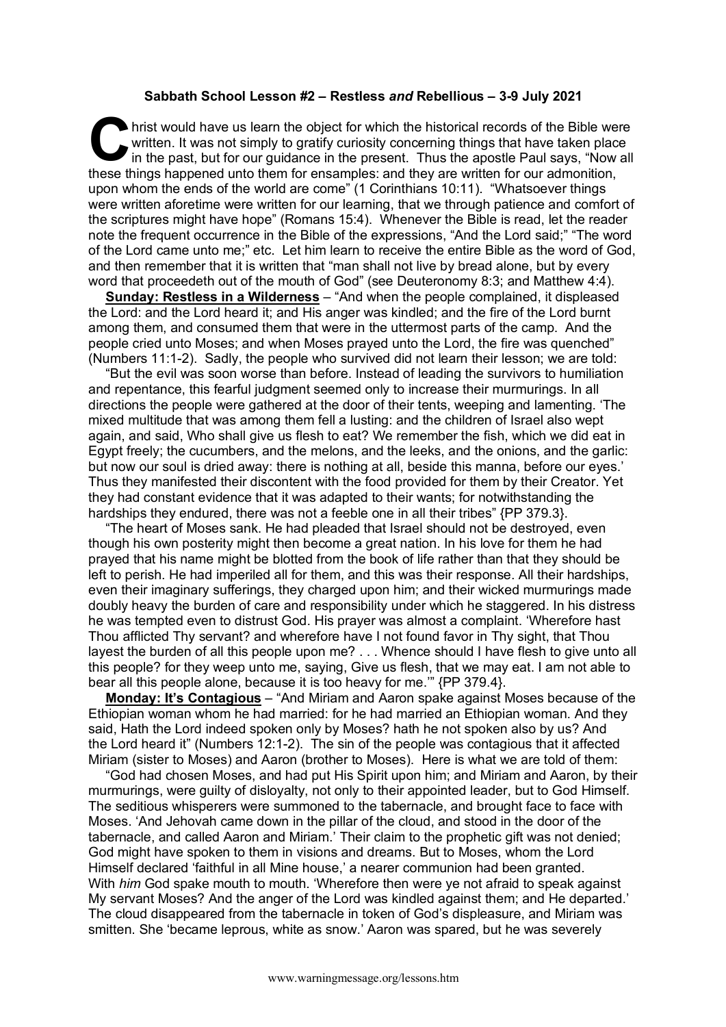**Sabbath School Lesson #2 – Restless *and* Rebellious – 3-9 July 2021**

Christ would have us learn the object for which the historical records of the Bible were written. It was not simply to gratify curiosity concerning things that have taken place in the past, but for our guidance in the present. Thus the apostle Paul says, "Now all these things happened unto them for ensamples: and they are written for our admonition, upon whom the ends of the world are come" (1 Corinthians 10:11). "Whatsoever things were written aforetime were written for our learning, that we through patience and comfort of the scriptures might have hope" (Romans 15:4). Whenever the Bible is read, let the reader note the frequent occurrence in the Bible of the expressions, "And the Lord said;" "The word of the Lord came unto me;" etc. Let him learn to receive the entire Bible as the word of God, and then remember that it is written that "man shall not live by bread alone, but by every word that proceedeth out of the mouth of God" (see Deuteronomy 8:3; and Matthew 4:4).

**Sunday: Restless in a Wilderness** – "And when the people complained, it displeased the Lord: and the Lord heard it; and His anger was kindled; and the fire of the Lord burnt among them, and consumed them that were in the uttermost parts of the camp. And the people cried unto Moses; and when Moses prayed unto the Lord, the fire was quenched" (Numbers 11:1-2). Sadly, the people who survived did not learn their lesson; we are told:

"But the evil was soon worse than before. Instead of leading the survivors to humiliation and repentance, this fearful judgment seemed only to increase their murmurings. In all directions the people were gathered at the door of their tents, weeping and lamenting. 'The mixed multitude that was among them fell a lusting: and the children of Israel also wept again, and said, Who shall give us flesh to eat? We remember the fish, which we did eat in Egypt freely; the cucumbers, and the melons, and the leeks, and the onions, and the garlic: but now our soul is dried away: there is nothing at all, beside this manna, before our eyes.' Thus they manifested their discontent with the food provided for them by their Creator. Yet they had constant evidence that it was adapted to their wants; for notwithstanding the hardships they endured, there was not a feeble one in all their tribes" {PP 379.3}.

"The heart of Moses sank. He had pleaded that Israel should not be destroyed, even though his own posterity might then become a great nation. In his love for them he had prayed that his name might be blotted from the book of life rather than that they should be left to perish. He had imperiled all for them, and this was their response. All their hardships, even their imaginary sufferings, they charged upon him; and their wicked murmurings made doubly heavy the burden of care and responsibility under which he staggered. In his distress he was tempted even to distrust God. His prayer was almost a complaint. 'Wherefore hast Thou afflicted Thy servant? and wherefore have I not found favor in Thy sight, that Thou layest the burden of all this people upon me? . . . Whence should I have flesh to give unto all this people? for they weep unto me, saying, Give us flesh, that we may eat. I am not able to bear all this people alone, because it is too heavy for me.'" {PP 379.4}.

**Monday: It's Contagious** – "And Miriam and Aaron spake against Moses because of the Ethiopian woman whom he had married: for he had married an Ethiopian woman. And they said, Hath the Lord indeed spoken only by Moses? hath he not spoken also by us? And the Lord heard it" (Numbers 12:1-2). The sin of the people was contagious that it affected Miriam (sister to Moses) and Aaron (brother to Moses). Here is what we are told of them:

"God had chosen Moses, and had put His Spirit upon him; and Miriam and Aaron, by their murmurings, were guilty of disloyalty, not only to their appointed leader, but to God Himself. The seditious whisperers were summoned to the tabernacle, and brought face to face with Moses. 'And Jehovah came down in the pillar of the cloud, and stood in the door of the tabernacle, and called Aaron and Miriam.' Their claim to the prophetic gift was not denied; God might have spoken to them in visions and dreams. But to Moses, whom the Lord Himself declared 'faithful in all Mine house,' a nearer communion had been granted. With *him* God spake mouth to mouth. 'Wherefore then were ye not afraid to speak against My servant Moses? And the anger of the Lord was kindled against them; and He departed.' The cloud disappeared from the tabernacle in token of God's displeasure, and Miriam was smitten. She 'became leprous, white as snow.' Aaron was spared, but he was severely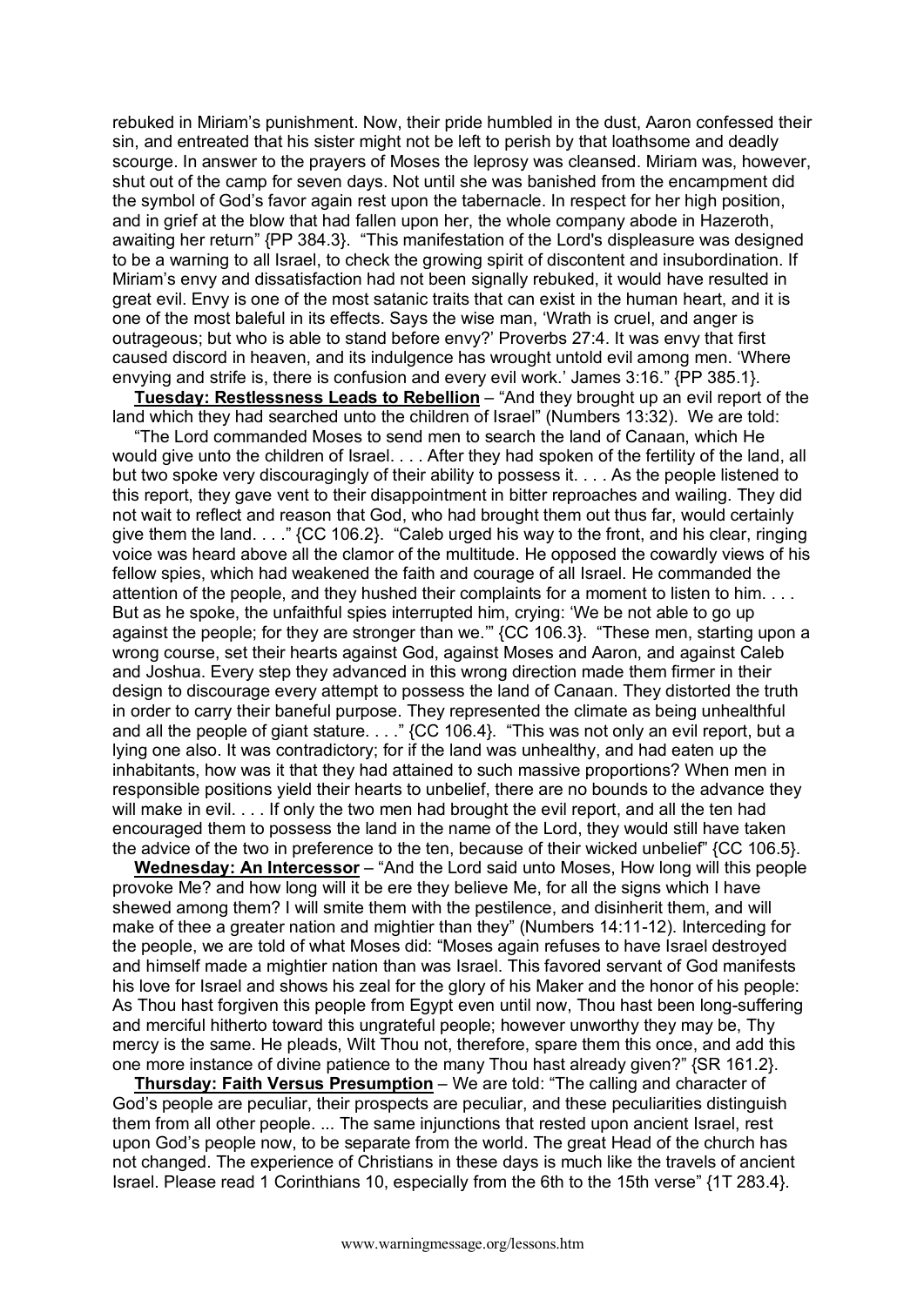rebuked in Miriam's punishment. Now, their pride humbled in the dust, Aaron confessed their sin, and entreated that his sister might not be left to perish by that loathsome and deadly scourge. In answer to the prayers of Moses the leprosy was cleansed. Miriam was, however, shut out of the camp for seven days. Not until she was banished from the encampment did the symbol of God's favor again rest upon the tabernacle. In respect for her high position, and in grief at the blow that had fallen upon her, the whole company abode in Hazeroth, awaiting her return" {PP 384.3}. "This manifestation of the Lord's displeasure was designed to be a warning to all Israel, to check the growing spirit of discontent and insubordination. If Miriam's envy and dissatisfaction had not been signally rebuked, it would have resulted in great evil. Envy is one of the most satanic traits that can exist in the human heart, and it is one of the most baleful in its effects. Says the wise man, 'Wrath is cruel, and anger is outrageous; but who is able to stand before envy?' Proverbs 27:4. It was envy that first caused discord in heaven, and its indulgence has wrought untold evil among men. 'Where envying and strife is, there is confusion and every evil work.' James 3:16." {PP 385.1}.

**Tuesday: Restlessness Leads to Rebellion** – "And they brought up an evil report of the land which they had searched unto the children of Israel" (Numbers 13:32). We are told:

"The Lord commanded Moses to send men to search the land of Canaan, which He would give unto the children of Israel. . . . After they had spoken of the fertility of the land, all but two spoke very discouragingly of their ability to possess it. . . . As the people listened to this report, they gave vent to their disappointment in bitter reproaches and wailing. They did not wait to reflect and reason that God, who had brought them out thus far, would certainly give them the land. . . ." {CC 106.2}. "Caleb urged his way to the front, and his clear, ringing voice was heard above all the clamor of the multitude. He opposed the cowardly views of his fellow spies, which had weakened the faith and courage of all Israel. He commanded the attention of the people, and they hushed their complaints for a moment to listen to him. . . . But as he spoke, the unfaithful spies interrupted him, crying: 'We be not able to go up against the people; for they are stronger than we.'" {CC 106.3}. "These men, starting upon a wrong course, set their hearts against God, against Moses and Aaron, and against Caleb and Joshua. Every step they advanced in this wrong direction made them firmer in their design to discourage every attempt to possess the land of Canaan. They distorted the truth in order to carry their baneful purpose. They represented the climate as being unhealthful and all the people of giant stature. . . ." {CC 106.4}. "This was not only an evil report, but a lying one also. It was contradictory; for if the land was unhealthy, and had eaten up the inhabitants, how was it that they had attained to such massive proportions? When men in responsible positions yield their hearts to unbelief, there are no bounds to the advance they will make in evil. . . . If only the two men had brought the evil report, and all the ten had encouraged them to possess the land in the name of the Lord, they would still have taken the advice of the two in preference to the ten, because of their wicked unbelief" {CC 106.5}.

**Wednesday: An Intercessor** – "And the Lord said unto Moses, How long will this people provoke Me? and how long will it be ere they believe Me, for all the signs which I have shewed among them? I will smite them with the pestilence, and disinherit them, and will make of thee a greater nation and mightier than they" (Numbers 14:11-12). Interceding for the people, we are told of what Moses did: "Moses again refuses to have Israel destroyed and himself made a mightier nation than was Israel. This favored servant of God manifests his love for Israel and shows his zeal for the glory of his Maker and the honor of his people: As Thou hast forgiven this people from Egypt even until now, Thou hast been long-suffering and merciful hitherto toward this ungrateful people; however unworthy they may be, Thy mercy is the same. He pleads, Wilt Thou not, therefore, spare them this once, and add this one more instance of divine patience to the many Thou hast already given?" {SR 161.2}.

**Thursday: Faith Versus Presumption** – We are told: "The calling and character of God's people are peculiar, their prospects are peculiar, and these peculiarities distinguish them from all other people. ... The same injunctions that rested upon ancient Israel, rest upon God's people now, to be separate from the world. The great Head of the church has not changed. The experience of Christians in these days is much like the travels of ancient Israel. Please read 1 Corinthians 10, especially from the 6th to the 15th verse" {1T 283.4}.